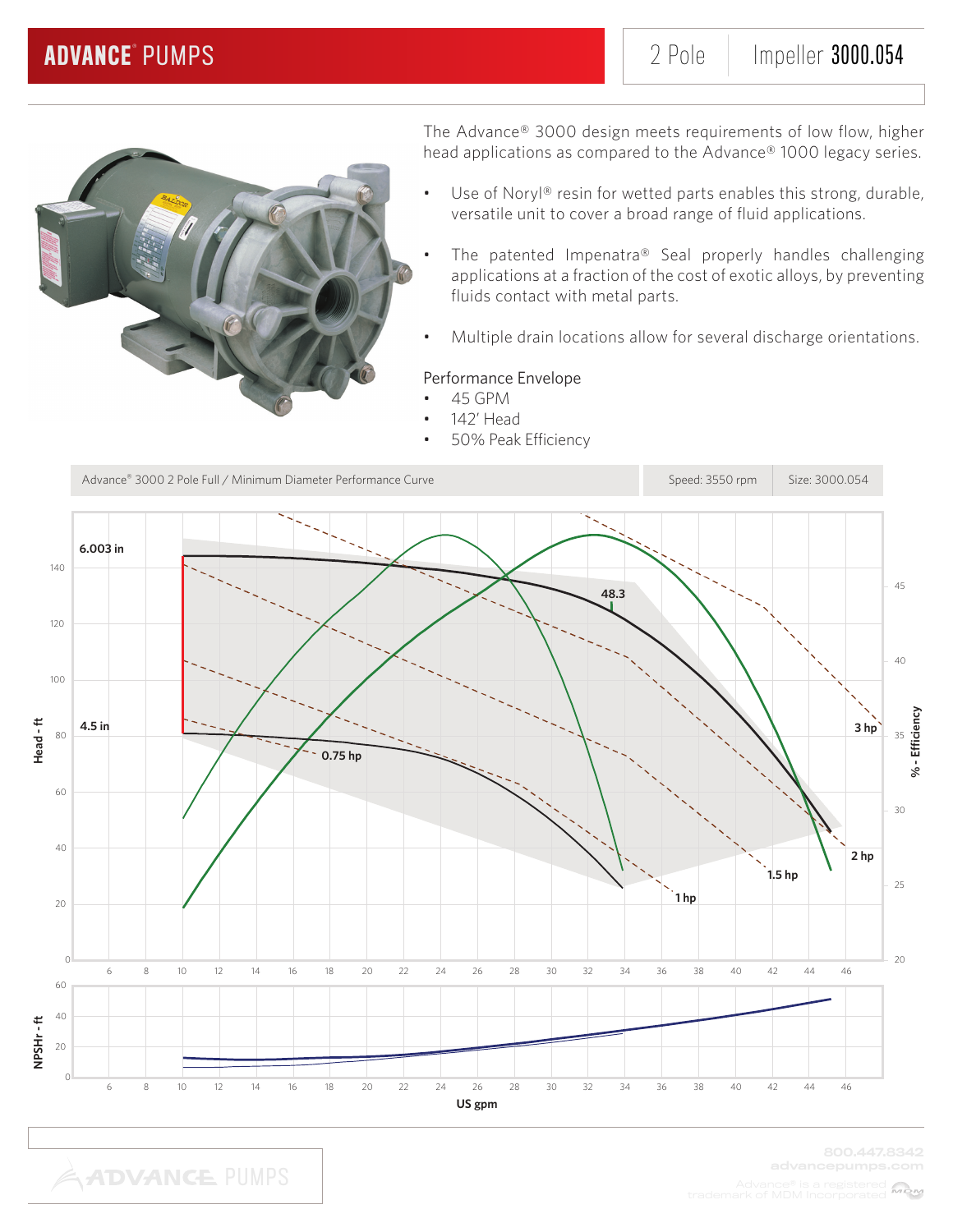# ADVANCE® PUMPS

2 Pole | Impeller **3000.054**

The Advance® 3000 design meets requirements of low flow, higher head applications as compared to the Advance® 1000 legacy series.

- Use of Noryl® resin for wetted parts enables this strong, durable, versatile unit to cover a broad range of fluid applications.
- The patented Impenatra® Seal properly handles challenging applications at a fraction of the cost of exotic alloys, by preventing fluids contact with metal parts.
- Multiple drain locations allow for several discharge orientations.

Performance Envelope

- 45 GPM
- 142' Head
- 50% Peak Efficiency

| Advance® 3000 2 Pole Full / Minimum Diameter Performance Curve | Speed: 3550 rpm | Size: 3000.054 |
|---|---|---|

6.003 in

4.5 in

48.3

0.75 hp

1 hp

1.5 hp

2 hp

3 hp

Head - ft

% - Efficiency

NPSHr - ft

US gpm

800.447.8342
advancepumps.com

Advance® is a registered trademark of MDM Incorporated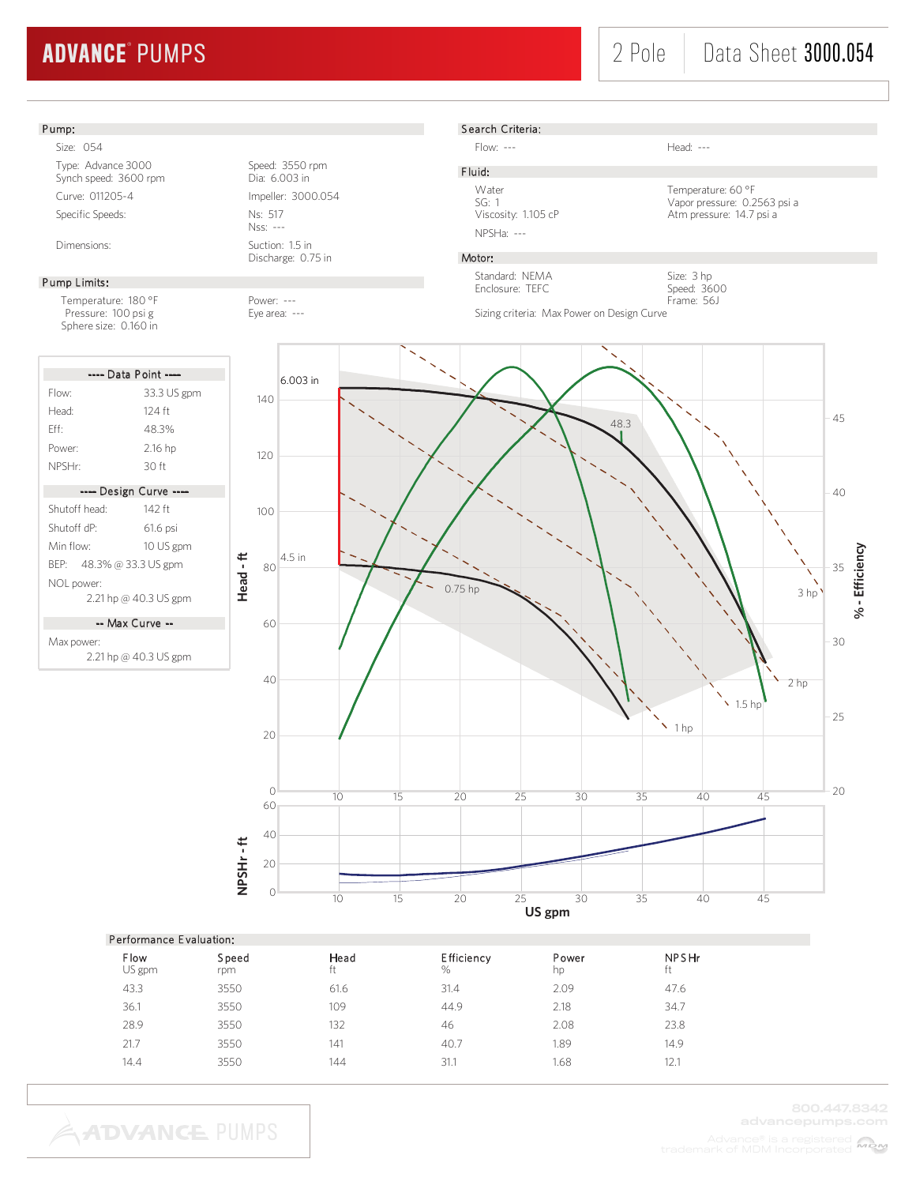# ADVANCE® PUMPS

2 Pole | Data Sheet 3000.054

## Pump:

| | | |
|---|---|---|
| Size: 054 | | |
| Type: Advance 3000 | Speed: 3550 rpm | |
| Synch speed: 3600 rpm | Dia: 6.003 in | |
| Curve: 011205-4 | Impeller: 3000.054 | |
| Specific Speeds: | Ns: 517 | |
| | Nss: --- | |
| Dimensions: | Suction: 1.5 in | |
| | Discharge: 0.75 in | |

## Pump Limits:

| | |
|---|---|
| Temperature: 180 °F | Power: --- |
| Pressure: 100 psi g | Eye area: --- |
| Sphere size: 0.160 in | |

## Search Criteria:

Flow: --- Head: ---

## Fluid:

| | |
|---|---|
| Water | Temperature: 60 °F |
| SG: 1 | Vapor pressure: 0.2563 psi a |
| Viscosity: 1.105 cP | Atm pressure: 14.7 psi a |
| NPSHa: --- | |

## Motor:

| | |
|---|---|
| Standard: NEMA | Size: 3 hp |
| Enclosure: TEFC | Speed: 3600 |
| | Frame: 56J |

Sizing criteria: Max Power on Design Curve

### ---- Data Point ----

| | |
|---|---|
| Flow: | 33.3 US gpm |
| Head: | 124 ft |
| Eff: | 48.3% |
| Power: | 2.16 hp |
| NPSHr: | 30 ft |

### ---- Design Curve ----

| | |
|---|---|
| Shutoff head: | 142 ft |
| Shutoff dP: | 61.6 psi |
| Min flow: | 10 US gpm |
| BEP: | 48.3% @ 33.3 US gpm |
| NOL power: | 2.21 hp @ 40.3 US gpm |

### -- Max Curve --

| | |
|---|---|
| Max power: | 2.21 hp @ 40.3 US gpm |

## Performance Evaluation:

| Flow<br>US gpm | Speed<br>rpm | Head<br>ft | Efficiency<br>% | Power<br>hp | NPSHr<br>ft |
|---|---|---|---|---|---|
| 43.3 | 3550 | 61.6 | 31.4 | 2.09 | 47.6 |
| 36.1 | 3550 | 109 | 44.9 | 2.18 | 34.7 |
| 28.9 | 3550 | 132 | 46 | 2.08 | 23.8 |
| 21.7 | 3550 | 141 | 40.7 | 1.89 | 14.9 |
| 14.4 | 3550 | 144 | 31.1 | 1.68 | 12.1 |

800.447.8342
advancepumps.com
Advance® is a registered trademark of MDM Incorporated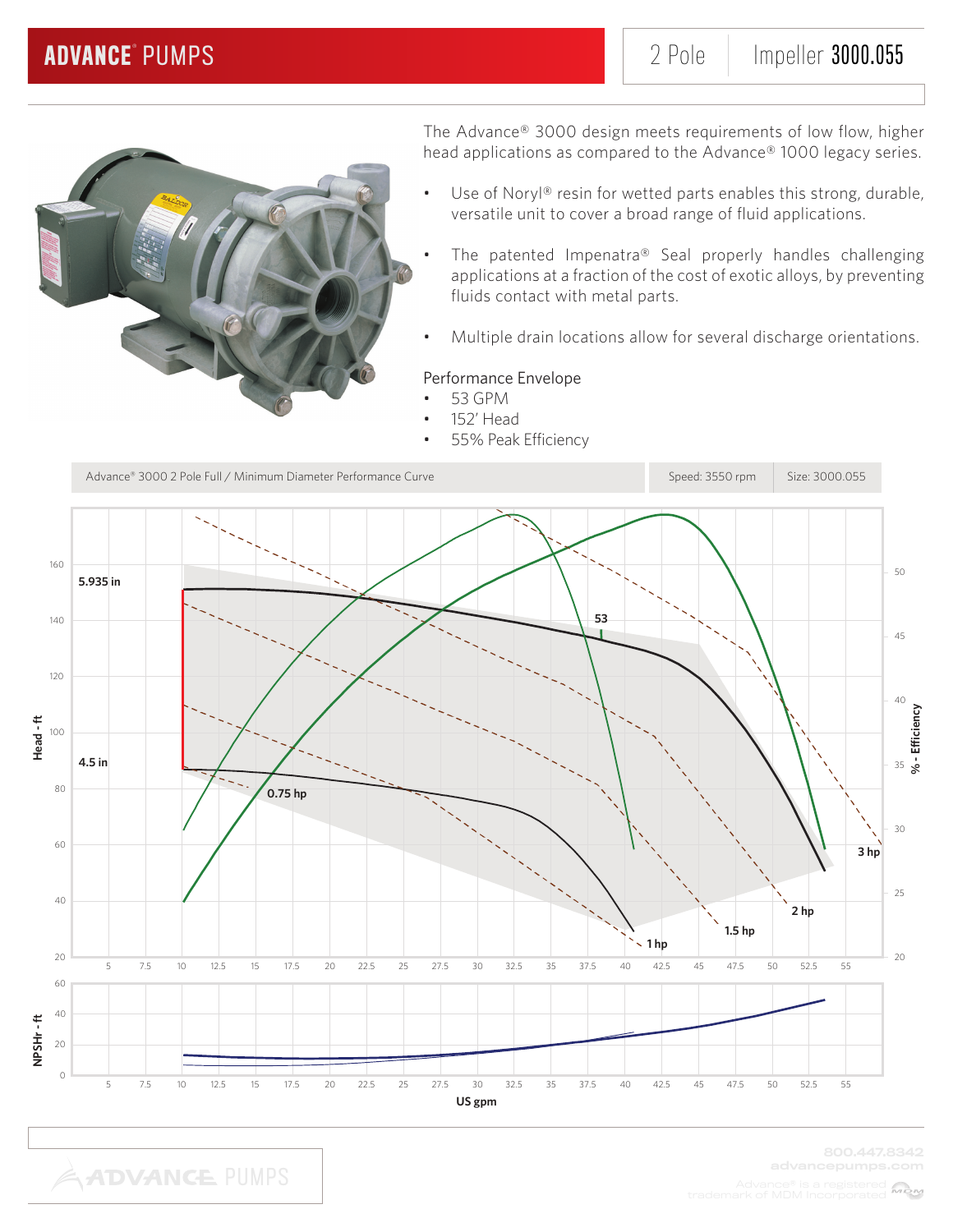# ADVANCE® PUMPS

2 Pole | Impeller **3000.055**

The Advance® 3000 design meets requirements of low flow, higher head applications as compared to the Advance® 1000 legacy series.

- Use of Noryl® resin for wetted parts enables this strong, durable, versatile unit to cover a broad range of fluid applications.
- The patented Impenatra® Seal properly handles challenging applications at a fraction of the cost of exotic alloys, by preventing fluids contact with metal parts.
- Multiple drain locations allow for several discharge orientations.

Performance Envelope

- 53 GPM
- 152' Head
- 55% Peak Efficiency

| Advance® 3000 2 Pole Full / Minimum Diameter Performance Curve | Speed: 3550 rpm | Size: 3000.055 |
|---|---|---|

Head - ft: 20, 40, 60, 80, 100, 120, 140, 160

% - Efficiency: 20, 25, 30, 35, 40, 45, 50

5.935 in

4.5 in

53

0.75 hp

1 hp

1.5 hp

2 hp

3 hp

NPSHr - ft: 0, 20, 40, 60

US gpm: 5, 7.5, 10, 12.5, 15, 17.5, 20, 22.5, 25, 27.5, 30, 32.5, 35, 37.5, 40, 42.5, 45, 47.5, 50, 52.5, 55

800.447.8342
advancepumps.com

Advance® is a registered trademark of MDM Incorporated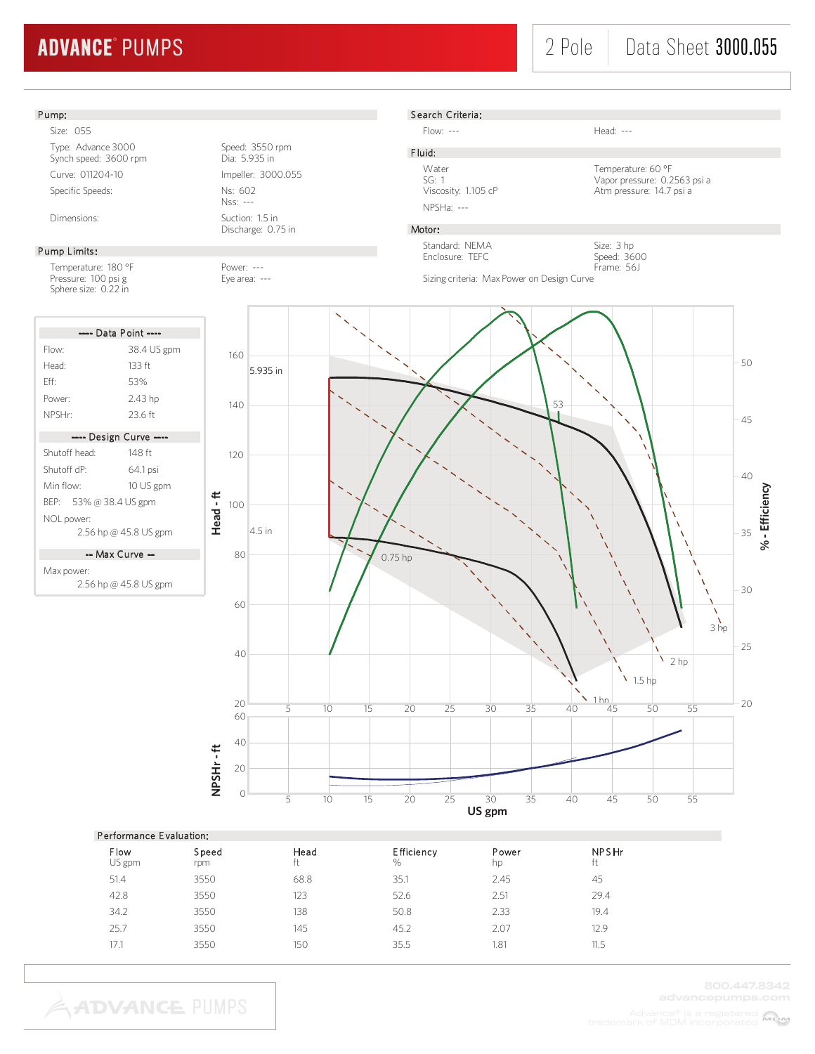**ADVANCE® PUMPS** | 2 Pole | Data Sheet **3000.055**

## Pump:

Size: 055

| | |
|---|---|
| Type: Advance 3000 | Speed: 3550 rpm |
| Synch speed: 3600 rpm | Dia: 5.935 in |
| Curve: 011204-10 | Impeller: 3000.055 |
| Specific Speeds: | Ns: 602 |
| | Nss: --- |
| Dimensions: | Suction: 1.5 in |
| | Discharge: 0.75 in |

## Pump Limits:

| | |
|---|---|
| Temperature: 180 °F | Power: --- |
| Pressure: 100 psi g | Eye area: --- |
| Sphere size: 0.22 in | |

## Search Criteria:

| | |
|---|---|
| Flow: --- | Head: --- |

## Fluid:

| | |
|---|---|
| Water | Temperature: 60 °F |
| SG: 1 | Vapor pressure: 0.2563 psi a |
| Viscosity: 1.105 cP | Atm pressure: 14.7 psi a |
| NPSHa: --- | |

## Motor:

| | |
|---|---|
| Standard: NEMA | Size: 3 hp |
| Enclosure: TEFC | Speed: 3600 |
| | Frame: 56J |

Sizing criteria: Max Power on Design Curve

### ---- Data Point ----

| | |
|---|---|
| Flow: | 38.4 US gpm |
| Head: | 133 ft |
| Eff: | 53% |
| Power: | 2.43 hp |
| NPSHr: | 23.6 ft |

### ---- Design Curve ----

| | |
|---|---|
| Shutoff head: | 148 ft |
| Shutoff dP: | 64.1 psi |
| Min flow: | 10 US gpm |
| BEP: | 53% @ 38.4 US gpm |
| NOL power: | 2.56 hp @ 45.8 US gpm |

### -- Max Curve --

| | |
|---|---|
| Max power: | 2.56 hp @ 45.8 US gpm |

## Performance Evaluation:

| Flow<br>US gpm | Speed<br>rpm | Head<br>ft | Efficiency<br>% | Power<br>hp | NPSHr<br>ft |
|---|---|---|---|---|---|
| 51.4 | 3550 | 68.8 | 35.1 | 2.45 | 45 |
| 42.8 | 3550 | 123 | 52.6 | 2.51 | 29.4 |
| 34.2 | 3550 | 138 | 50.8 | 2.33 | 19.4 |
| 25.7 | 3550 | 145 | 45.2 | 2.07 | 12.9 |
| 17.1 | 3550 | 150 | 35.5 | 1.81 | 11.5 |

800.447.8342
advancepumps.com
Advance® is a registered trademark of MDM Incorporated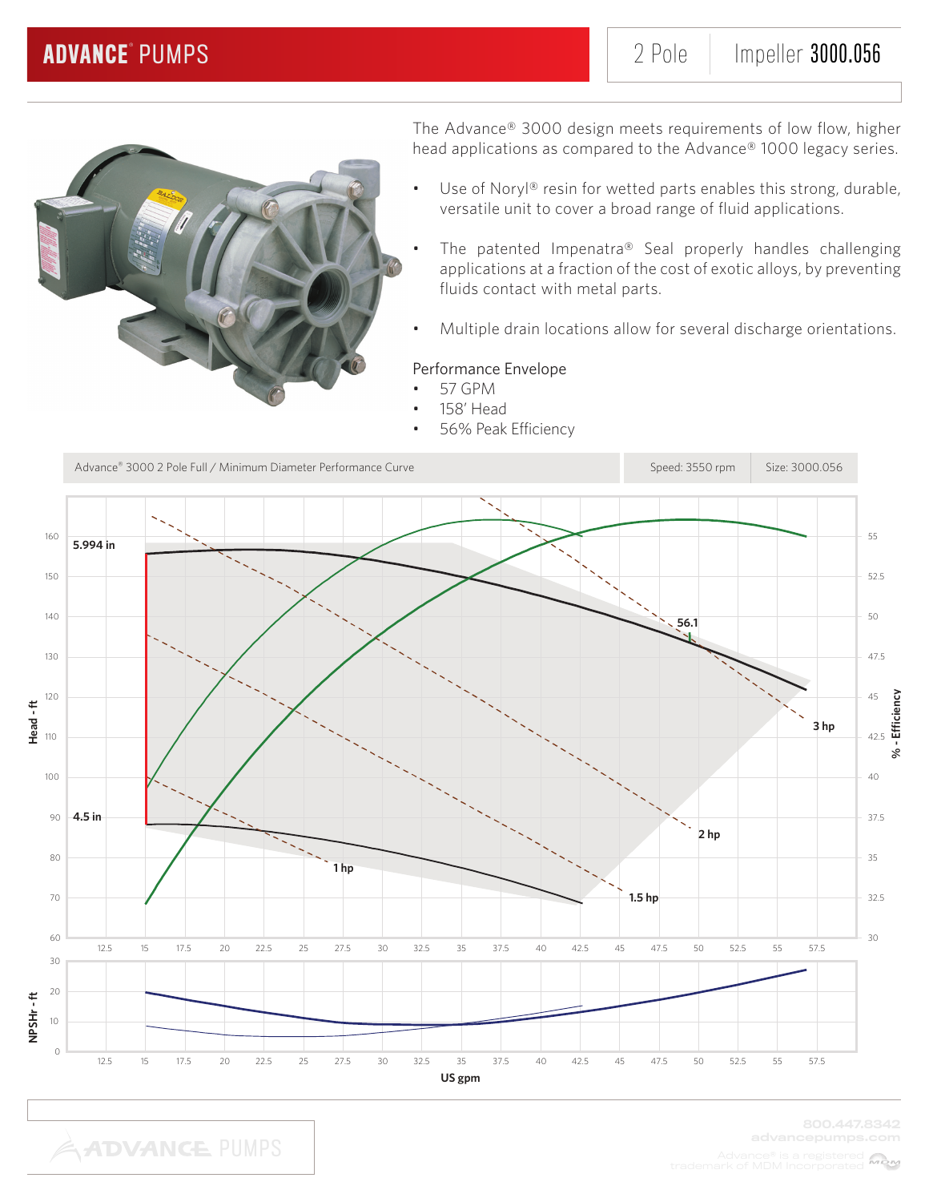# ADVANCE® PUMPS

2 Pole | Impeller **3000.056**

The Advance® 3000 design meets requirements of low flow, higher head applications as compared to the Advance® 1000 legacy series.

- Use of Noryl® resin for wetted parts enables this strong, durable, versatile unit to cover a broad range of fluid applications.
- The patented Impenatra® Seal properly handles challenging applications at a fraction of the cost of exotic alloys, by preventing fluids contact with metal parts.
- Multiple drain locations allow for several discharge orientations.

Performance Envelope

- 57 GPM
- 158' Head
- 56% Peak Efficiency

Advance® 3000 2 Pole Full / Minimum Diameter Performance Curve | Speed: 3550 rpm | Size: 3000.056

Head - ft | % - Efficiency | NPSHr - ft | US gpm

5.994 in | 4.5 in | 56.1 | 1 hp | 1.5 hp | 2 hp | 3 hp

800.447.8342
advancepumps.com
Advance® is a registered trademark of MDM Incorporated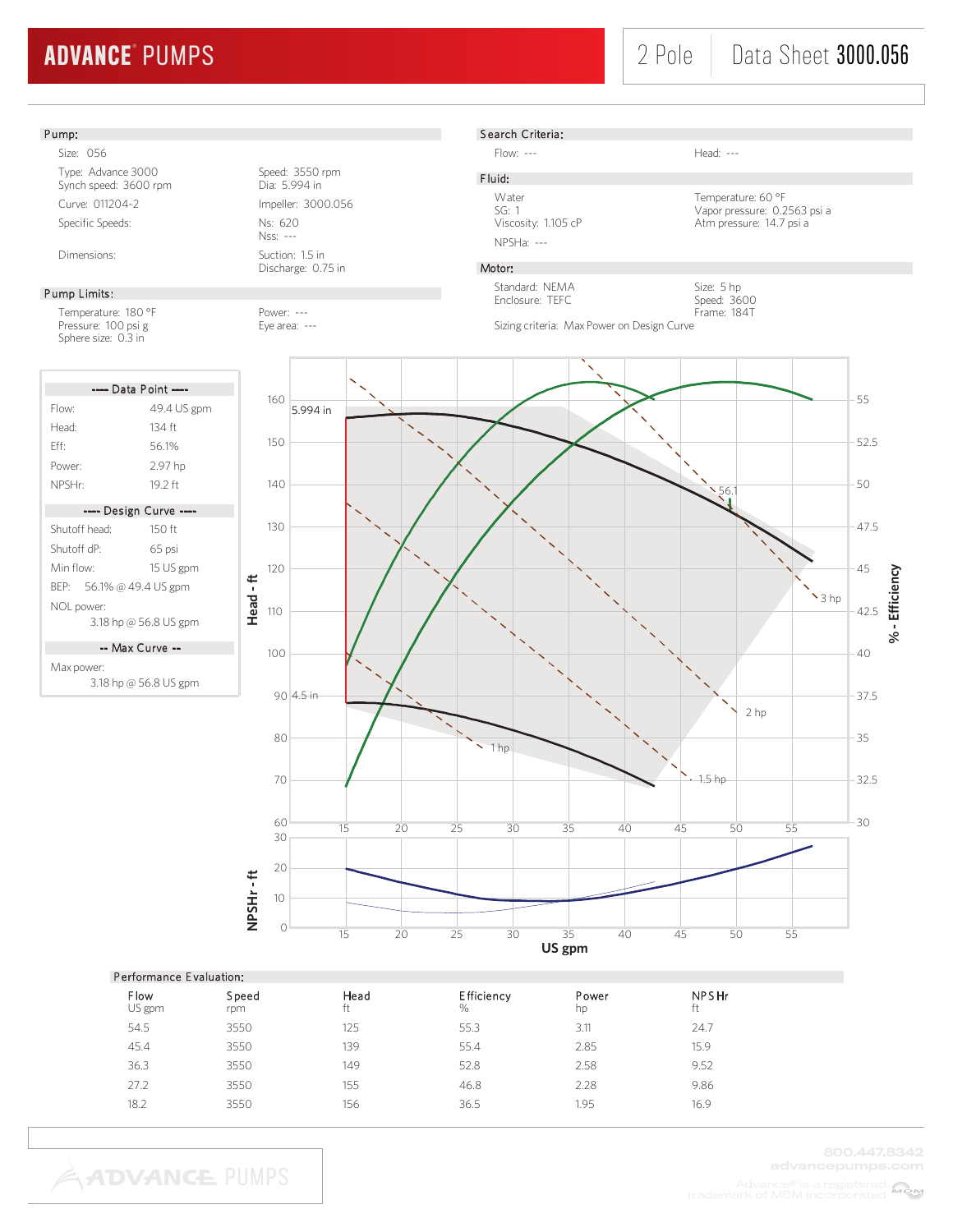# ADVANCE® PUMPS

2 Pole | Data Sheet 3000.056

## Pump:

Size: 056

Type: Advance 3000
Synch speed: 3600 rpm

Speed: 3550 rpm
Dia: 5.994 in

Curve: 011204-2

Impeller: 3000.056

Specific Speeds:

Ns: 620
Nss: ---

Dimensions:

Suction: 1.5 in
Discharge: 0.75 in

## Pump Limits:

Temperature: 180 °F
Pressure: 100 psi g
Sphere size: 0.3 in

Power: ---
Eye area: ---

## Search Criteria:

Flow: ---

Head: ---

## Fluid:

Water
SG: 1
Viscosity: 1.105 cP
NPSHa: ---

Temperature: 60 °F
Vapor pressure: 0.2563 psi a
Atm pressure: 14.7 psi a

## Motor:

Standard: NEMA
Enclosure: TEFC

Size: 5 hp
Speed: 3600
Frame: 184T

Sizing criteria: Max Power on Design Curve

### ---- Data Point ----

Flow: 49.4 US gpm
Head: 134 ft
Eff: 56.1%
Power: 2.97 hp
NPSHr: 19.2 ft

### ---- Design Curve ----

Shutoff head: 150 ft
Shutoff dP: 65 psi
Min flow: 15 US gpm
BEP: 56.1% @ 49.4 US gpm
NOL power:
3.18 hp @ 56.8 US gpm

### -- Max Curve --

Max power:
3.18 hp @ 56.8 US gpm

Head - ft
160
150
140
130
120
110
100
90
80
70
60
5.994 in
4.5 in
56.1
3 hp
2 hp
1 hp
1.5 hp
% - Efficiency
55
52.5
50
47.5
45
42.5
40
37.5
35
32.5
30
NPSHr - ft
30
20
10
0
15 20 25 30 35 40 45 50 55
US gpm

## Performance Evaluation:

| Flow<br>US gpm | Speed<br>rpm | Head<br>ft | Efficiency<br>% | Power<br>hp | NPSHr<br>ft |
|---|---|---|---|---|---|
| 54.5 | 3550 | 125 | 55.3 | 3.11 | 24.7 |
| 45.4 | 3550 | 139 | 55.4 | 2.85 | 15.9 |
| 36.3 | 3550 | 149 | 52.8 | 2.58 | 9.52 |
| 27.2 | 3550 | 155 | 46.8 | 2.28 | 9.86 |
| 18.2 | 3550 | 156 | 36.5 | 1.95 | 16.9 |

ADVANCE PUMPS

800.447.8342
advancepumps.com
Advance® is a registered trademark of MDM Incorporated